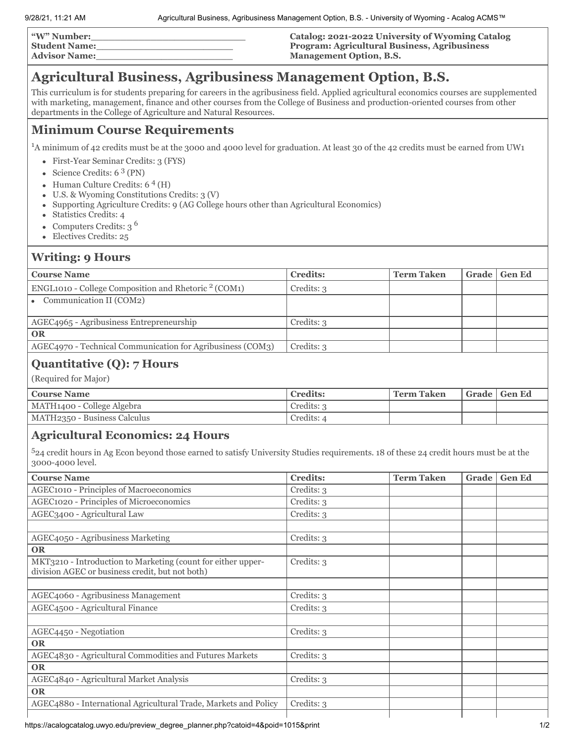| "W" Number:________________________ | Catalog: 2021-2022 University of Wyoming Catalog |
|---|---|
| Student Name:______________________ | Program: Agricultural Business, Agribusiness Management Option, B.S. |
| Advisor Name:______________________ | |

# Agricultural Business, Agribusiness Management Option, B.S.

This curriculum is for students preparing for careers in the agribusiness field. Applied agricultural economics courses are supplemented with marketing, management, finance and other courses from the College of Business and production-oriented courses from other departments in the College of Agriculture and Natural Resources.

## Minimum Course Requirements

[1]A minimum of 42 credits must be at the 3000 and 4000 level for graduation. At least 30 of the 42 credits must be earned from UW1

- First-Year Seminar Credits: 3 (FYS)
- Science Credits: 6 [3] (PN)
- Human Culture Credits: 6 [4] (H)
- U.S. & Wyoming Constitutions Credits: 3 (V)
- Supporting Agriculture Credits: 9 (AG College hours other than Agricultural Economics)
- Statistics Credits: 4
- Computers Credits: 3 [6]
- Electives Credits: 25

## Writing: 9 Hours

| Course Name | Credits: | Term Taken | Grade | Gen Ed |
|---|---|---|---|---|
| ENGL1010 - College Composition and Rhetoric [2] (COM1) | Credits: 3 | | | |
| • Communication II (COM2) | | | | |
| AGEC4965 - Agribusiness Entrepreneurship | Credits: 3 | | | |
| **OR** | | | | |
| AGEC4970 - Technical Communication for Agribusiness (COM3) | Credits: 3 | | | |

## Quantitative (Q): 7 Hours

(Required for Major)

| Course Name | Credits: | Term Taken | Grade | Gen Ed |
|---|---|---|---|---|
| MATH1400 - College Algebra | Credits: 3 | | | |
| MATH2350 - Business Calculus | Credits: 4 | | | |

## Agricultural Economics: 24 Hours

[5]24 credit hours in Ag Econ beyond those earned to satisfy University Studies requirements. 18 of these 24 credit hours must be at the 3000-4000 level.

| Course Name | Credits: | Term Taken | Grade | Gen Ed |
|---|---|---|---|---|
| AGEC1010 - Principles of Macroeconomics | Credits: 3 | | | |
| AGEC1020 - Principles of Microeconomics | Credits: 3 | | | |
| AGEC3400 - Agricultural Law | Credits: 3 | | | |
| | | | | |
| AGEC4050 - Agribusiness Marketing | Credits: 3 | | | |
| **OR** | | | | |
| MKT3210 - Introduction to Marketing (count for either upper-division AGEC or business credit, but not both) | Credits: 3 | | | |
| | | | | |
| AGEC4060 - Agribusiness Management | Credits: 3 | | | |
| AGEC4500 - Agricultural Finance | Credits: 3 | | | |
| | | | | |
| AGEC4450 - Negotiation | Credits: 3 | | | |
| **OR** | | | | |
| AGEC4830 - Agricultural Commodities and Futures Markets | Credits: 3 | | | |
| **OR** | | | | |
| AGEC4840 - Agricultural Market Analysis | Credits: 3 | | | |
| **OR** | | | | |
| AGEC4880 - International Agricultural Trade, Markets and Policy | Credits: 3 | | | |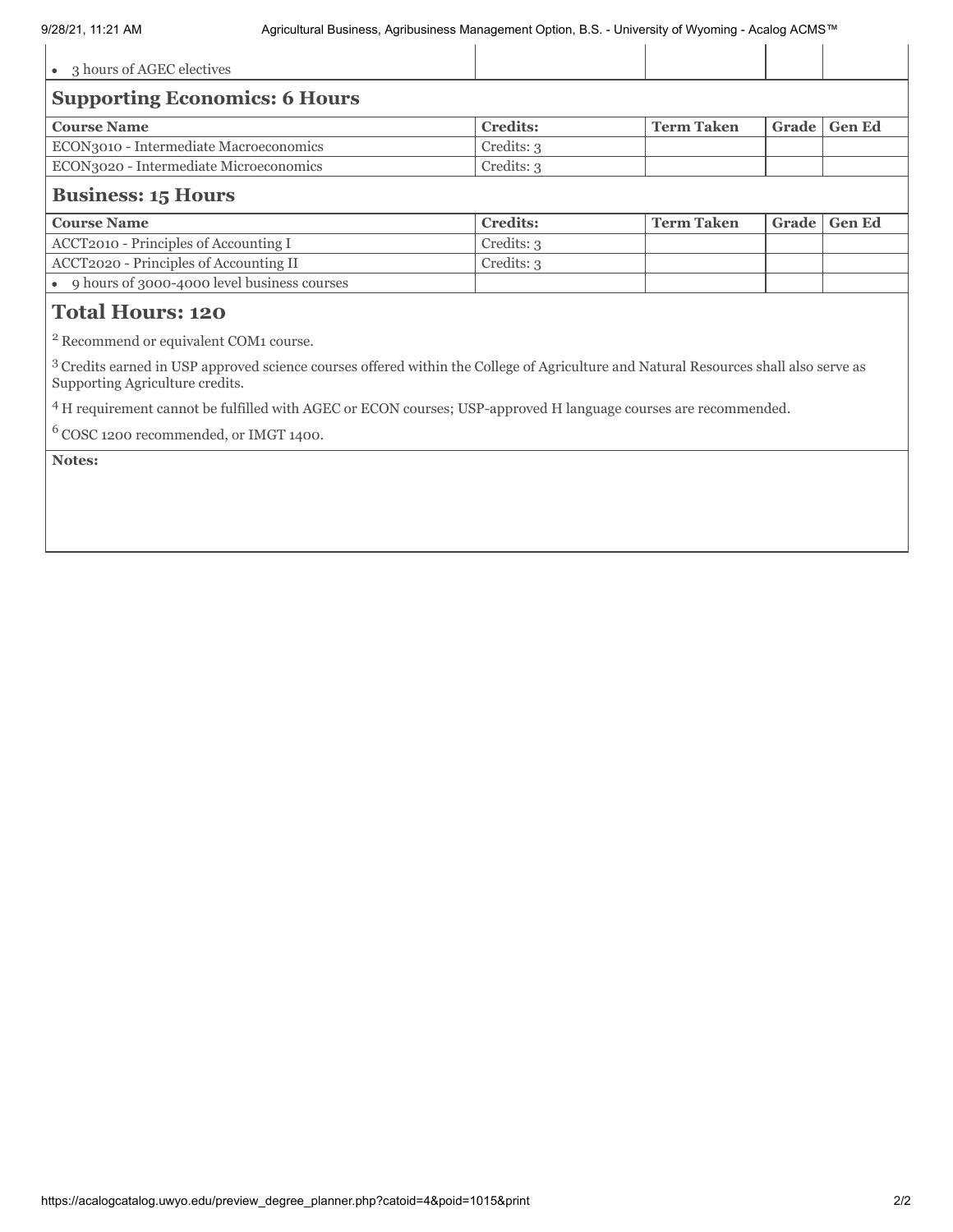- 3 hours of AGEC electives

## Supporting Economics: 6 Hours

| Course Name | Credits: | Term Taken | Grade | Gen Ed |
|---|---|---|---|---|
| ECON3010 - Intermediate Macroeconomics | Credits: 3 | | | |
| ECON3020 - Intermediate Microeconomics | Credits: 3 | | | |

## Business: 15 Hours

| Course Name | Credits: | Term Taken | Grade | Gen Ed |
|---|---|---|---|---|
| ACCT2010 - Principles of Accounting I | Credits: 3 | | | |
| ACCT2020 - Principles of Accounting II | Credits: 3 | | | |
| • 9 hours of 3000-4000 level business courses | | | | |

## Total Hours: 120

[2] Recommend or equivalent COM1 course.

[3] Credits earned in USP approved science courses offered within the College of Agriculture and Natural Resources shall also serve as Supporting Agriculture credits.

[4] H requirement cannot be fulfilled with AGEC or ECON courses; USP-approved H language courses are recommended.

[6] COSC 1200 recommended, or IMGT 1400.

**Notes:**